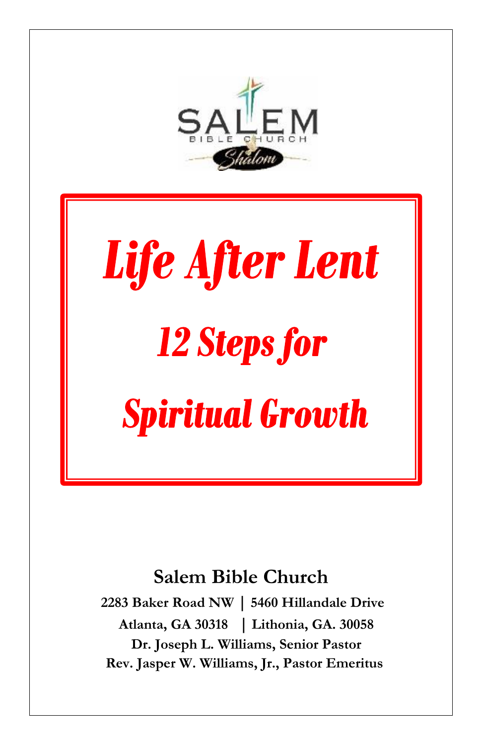SALEM BIBLE CHURCH

*Shalom*

# *Life After Lent*

## *12 Steps for*

## *Spiritual Growth*

**Salem Bible Church**

**2283 Baker Road NW | 5460 Hillandale Drive**

**Atlanta, GA 30318 | Lithonia, GA. 30058**

**Dr. Joseph L. Williams, Senior Pastor**

**Rev. Jasper W. Williams, Jr., Pastor Emeritus**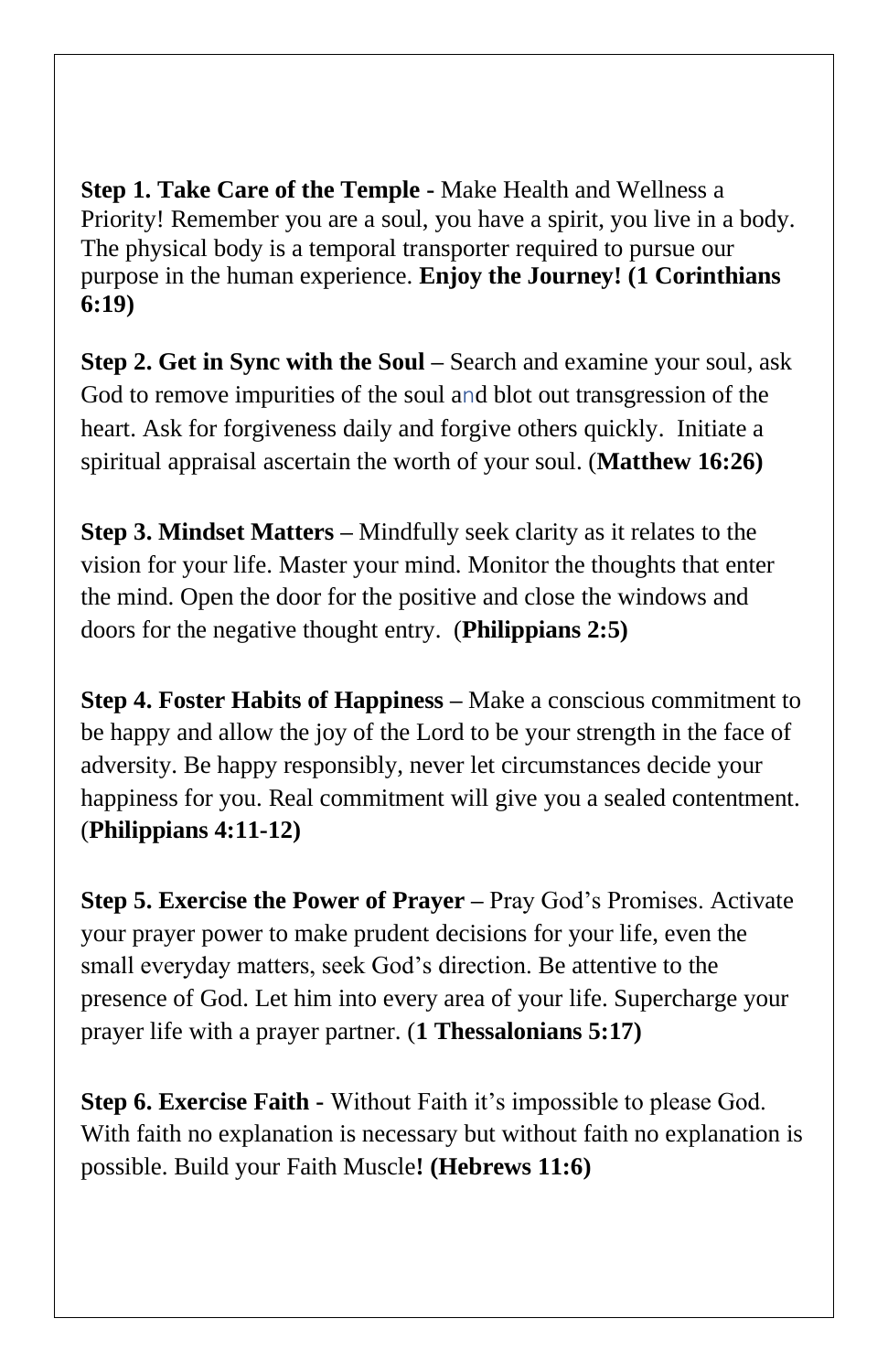**Step 1. Take Care of the Temple -** Make Health and Wellness a Priority! Remember you are a soul, you have a spirit, you live in a body. The physical body is a temporal transporter required to pursue our purpose in the human experience. **Enjoy the Journey! (1 Corinthians 6:19)**

**Step 2. Get in Sync with the Soul –** Search and examine your soul, ask God to remove impurities of the soul and blot out transgression of the heart. Ask for forgiveness daily and forgive others quickly. Initiate a spiritual appraisal ascertain the worth of your soul. (**Matthew 16:26)**

**Step 3. Mindset Matters –** Mindfully seek clarity as it relates to the vision for your life. Master your mind. Monitor the thoughts that enter the mind. Open the door for the positive and close the windows and doors for the negative thought entry. (**Philippians 2:5)**

**Step 4. Foster Habits of Happiness –** Make a conscious commitment to be happy and allow the joy of the Lord to be your strength in the face of adversity. Be happy responsibly, never let circumstances decide your happiness for you. Real commitment will give you a sealed contentment. (**Philippians 4:11-12)**

**Step 5. Exercise the Power of Prayer –** Pray God's Promises. Activate your prayer power to make prudent decisions for your life, even the small everyday matters, seek God's direction. Be attentive to the presence of God. Let him into every area of your life. Supercharge your prayer life with a prayer partner. (**1 Thessalonians 5:17)**

**Step 6. Exercise Faith -** Without Faith it's impossible to please God. With faith no explanation is necessary but without faith no explanation is possible. Build your Faith Muscle**! (Hebrews 11:6)**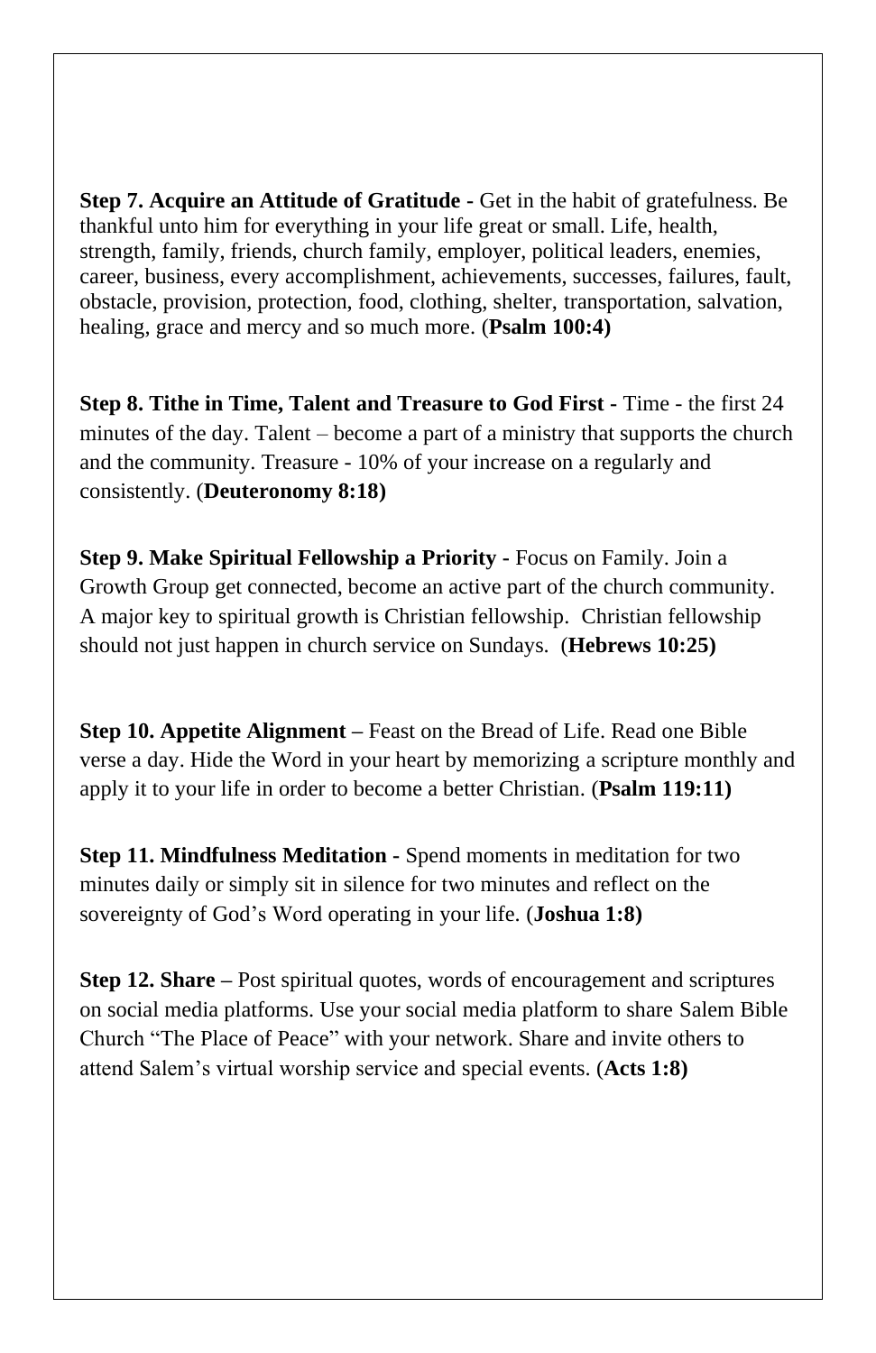**Step 7. Acquire an Attitude of Gratitude -** Get in the habit of gratefulness. Be thankful unto him for everything in your life great or small. Life, health, strength, family, friends, church family, employer, political leaders, enemies, career, business, every accomplishment, achievements, successes, failures, fault, obstacle, provision, protection, food, clothing, shelter, transportation, salvation, healing, grace and mercy and so much more. (**Psalm 100:4)**

**Step 8. Tithe in Time, Talent and Treasure to God First -** Time - the first 24 minutes of the day. Talent – become a part of a ministry that supports the church and the community. Treasure - 10% of your increase on a regularly and consistently. (**Deuteronomy 8:18)**

**Step 9. Make Spiritual Fellowship a Priority -** Focus on Family. Join a Growth Group get connected, become an active part of the church community. A major key to spiritual growth is Christian fellowship. Christian fellowship should not just happen in church service on Sundays. (**Hebrews 10:25)**

**Step 10. Appetite Alignment –** Feast on the Bread of Life. Read one Bible verse a day. Hide the Word in your heart by memorizing a scripture monthly and apply it to your life in order to become a better Christian. (**Psalm 119:11)**

**Step 11. Mindfulness Meditation -** Spend moments in meditation for two minutes daily or simply sit in silence for two minutes and reflect on the sovereignty of God's Word operating in your life. (**Joshua 1:8)**

**Step 12. Share –** Post spiritual quotes, words of encouragement and scriptures on social media platforms. Use your social media platform to share Salem Bible Church "The Place of Peace" with your network. Share and invite others to attend Salem's virtual worship service and special events. (**Acts 1:8)**